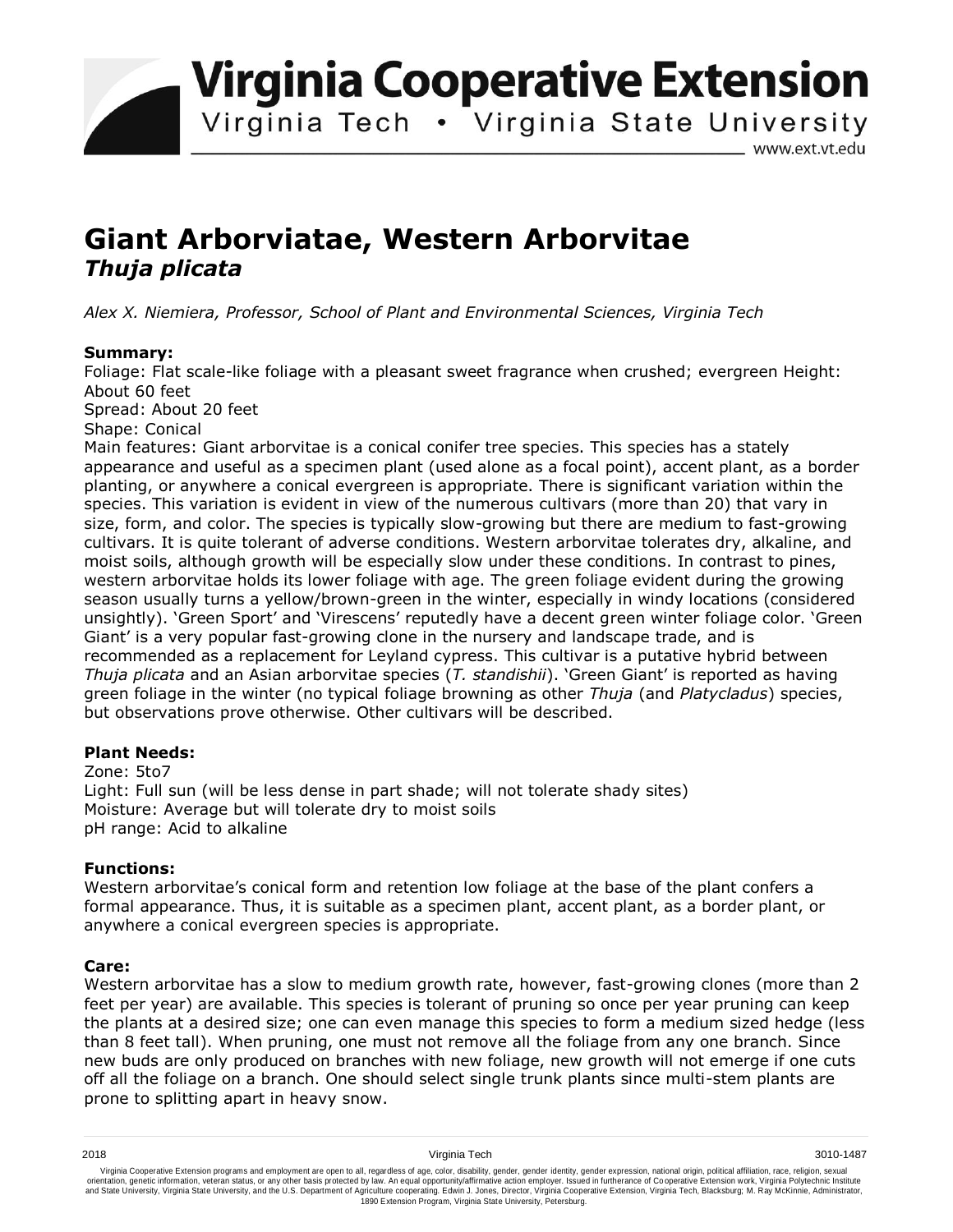# Giant Arborviatae, Western Arborvitae
## *Thuja plicata*

*Alex X. Niemiera, Professor, School of Plant and Environmental Sciences, Virginia Tech*

**Summary:**

Foliage: Flat scale-like foliage with a pleasant sweet fragrance when crushed; evergreen Height: About 60 feet

Spread: About 20 feet

Shape: Conical

Main features: Giant arborvitae is a conical conifer tree species. This species has a stately appearance and useful as a specimen plant (used alone as a focal point), accent plant, as a border planting, or anywhere a conical evergreen is appropriate. There is significant variation within the species. This variation is evident in view of the numerous cultivars (more than 20) that vary in size, form, and color. The species is typically slow-growing but there are medium to fast-growing cultivars. It is quite tolerant of adverse conditions. Western arborvitae tolerates dry, alkaline, and moist soils, although growth will be especially slow under these conditions. In contrast to pines, western arborvitae holds its lower foliage with age. The green foliage evident during the growing season usually turns a yellow/brown-green in the winter, especially in windy locations (considered unsightly). 'Green Sport' and 'Virescens' reputedly have a decent green winter foliage color. 'Green Giant' is a very popular fast-growing clone in the nursery and landscape trade, and is recommended as a replacement for Leyland cypress. This cultivar is a putative hybrid between *Thuja plicata* and an Asian arborvitae species (*T. standishii*). 'Green Giant' is reported as having green foliage in the winter (no typical foliage browning as other *Thuja* (and *Platycladus*) species, but observations prove otherwise. Other cultivars will be described.

**Plant Needs:**

Zone: 5to7

Light: Full sun (will be less dense in part shade; will not tolerate shady sites)

Moisture: Average but will tolerate dry to moist soils

pH range: Acid to alkaline

**Functions:**

Western arborvitae's conical form and retention low foliage at the base of the plant confers a formal appearance. Thus, it is suitable as a specimen plant, accent plant, as a border plant, or anywhere a conical evergreen species is appropriate.

**Care:**

Western arborvitae has a slow to medium growth rate, however, fast-growing clones (more than 2 feet per year) are available. This species is tolerant of pruning so once per year pruning can keep the plants at a desired size; one can even manage this species to form a medium sized hedge (less than 8 feet tall). When pruning, one must not remove all the foliage from any one branch. Since new buds are only produced on branches with new foliage, new growth will not emerge if one cuts off all the foliage on a branch. One should select single trunk plants since multi-stem plants are prone to splitting apart in heavy snow.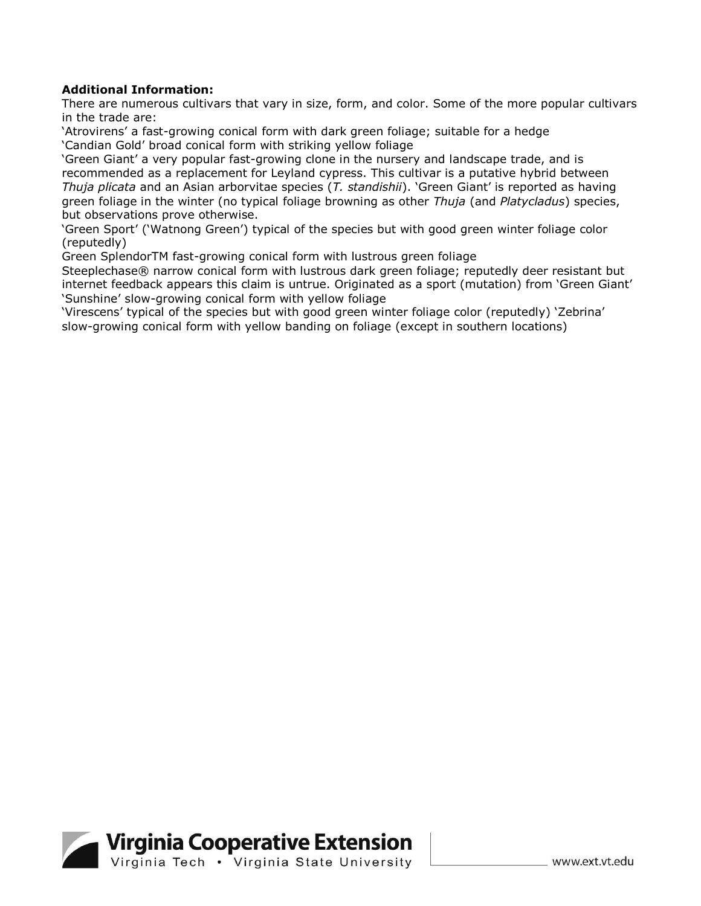**Additional Information:**

There are numerous cultivars that vary in size, form, and color. Some of the more popular cultivars in the trade are:

'Atrovirens' a fast-growing conical form with dark green foliage; suitable for a hedge

'Candian Gold' broad conical form with striking yellow foliage

'Green Giant' a very popular fast-growing clone in the nursery and landscape trade, and is recommended as a replacement for Leyland cypress. This cultivar is a putative hybrid between *Thuja plicata* and an Asian arborvitae species (*T. standishii*). 'Green Giant' is reported as having green foliage in the winter (no typical foliage browning as other *Thuja* (and *Platycladus*) species, but observations prove otherwise.

'Green Sport' ('Watnong Green') typical of the species but with good green winter foliage color (reputedly)

Green SplendorTM fast-growing conical form with lustrous green foliage

Steeplechase® narrow conical form with lustrous dark green foliage; reputedly deer resistant but internet feedback appears this claim is untrue. Originated as a sport (mutation) from 'Green Giant'

'Sunshine' slow-growing conical form with yellow foliage

'Virescens' typical of the species but with good green winter foliage color (reputedly) 'Zebrina' slow-growing conical form with yellow banding on foliage (except in southern locations)